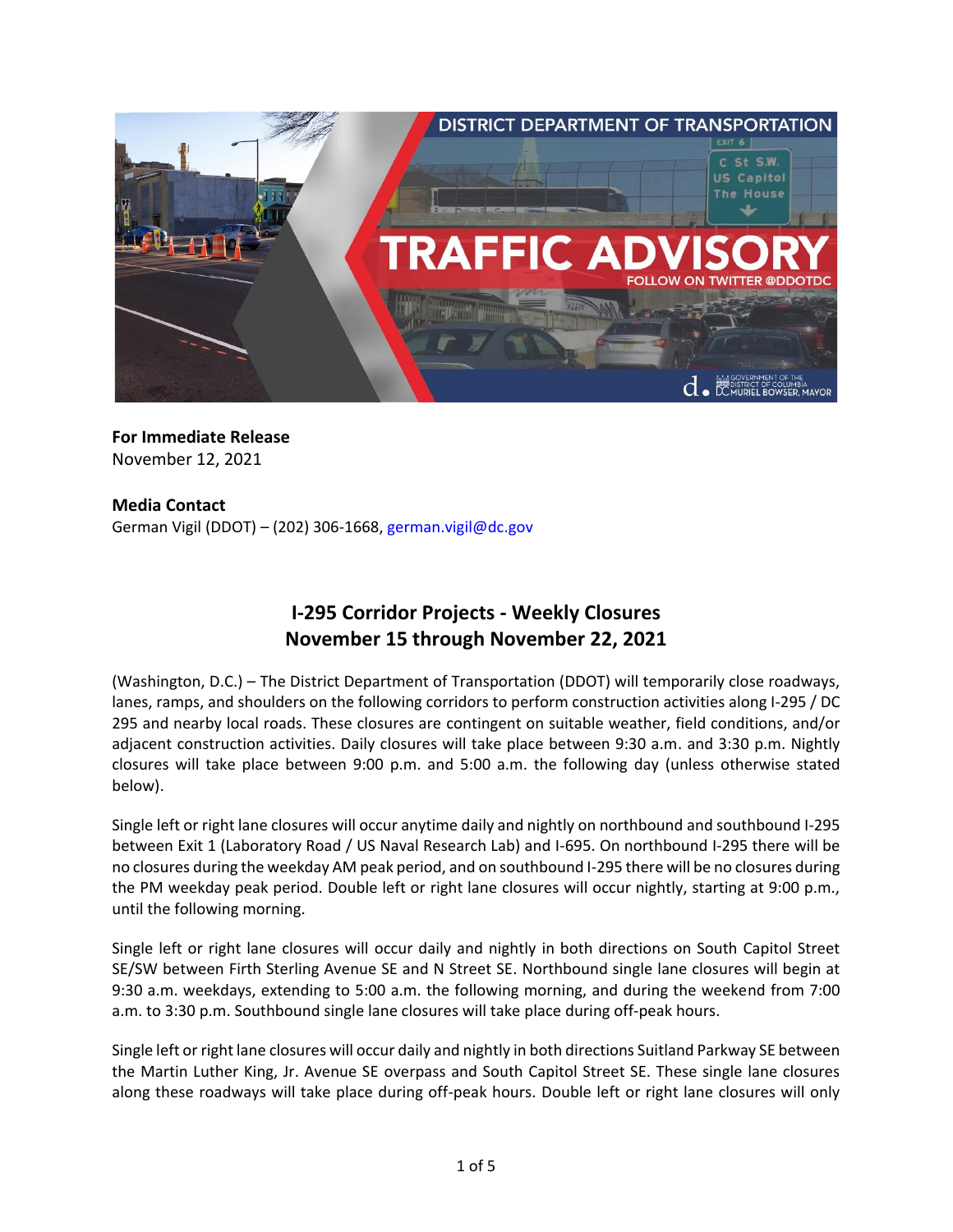**For Immediate Release**
November 12, 2021

**Media Contact**
German Vigil (DDOT) – (202) 306-1668, german.vigil@dc.gov

## I-295 Corridor Projects - Weekly Closures
## November 15 through November 22, 2021

(Washington, D.C.) – The District Department of Transportation (DDOT) will temporarily close roadways, lanes, ramps, and shoulders on the following corridors to perform construction activities along I-295 / DC 295 and nearby local roads. These closures are contingent on suitable weather, field conditions, and/or adjacent construction activities. Daily closures will take place between 9:30 a.m. and 3:30 p.m. Nightly closures will take place between 9:00 p.m. and 5:00 a.m. the following day (unless otherwise stated below).

Single left or right lane closures will occur anytime daily and nightly on northbound and southbound I-295 between Exit 1 (Laboratory Road / US Naval Research Lab) and I-695. On northbound I-295 there will be no closures during the weekday AM peak period, and on southbound I-295 there will be no closures during the PM weekday peak period. Double left or right lane closures will occur nightly, starting at 9:00 p.m., until the following morning.

Single left or right lane closures will occur daily and nightly in both directions on South Capitol Street SE/SW between Firth Sterling Avenue SE and N Street SE. Northbound single lane closures will begin at 9:30 a.m. weekdays, extending to 5:00 a.m. the following morning, and during the weekend from 7:00 a.m. to 3:30 p.m. Southbound single lane closures will take place during off-peak hours.

Single left or right lane closures will occur daily and nightly in both directions Suitland Parkway SE between the Martin Luther King, Jr. Avenue SE overpass and South Capitol Street SE. These single lane closures along these roadways will take place during off-peak hours. Double left or right lane closures will only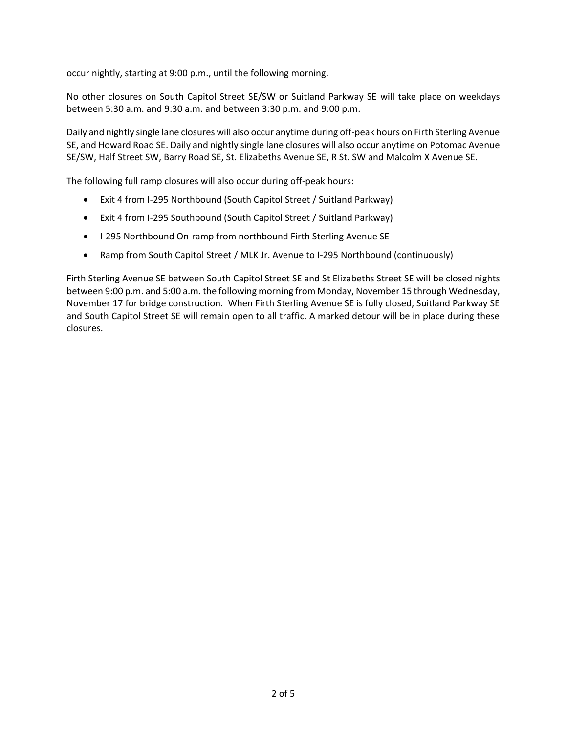occur nightly, starting at 9:00 p.m., until the following morning.

No other closures on South Capitol Street SE/SW or Suitland Parkway SE will take place on weekdays between 5:30 a.m. and 9:30 a.m. and between 3:30 p.m. and 9:00 p.m.

Daily and nightly single lane closures will also occur anytime during off-peak hours on Firth Sterling Avenue SE, and Howard Road SE. Daily and nightly single lane closures will also occur anytime on Potomac Avenue SE/SW, Half Street SW, Barry Road SE, St. Elizabeths Avenue SE, R St. SW and Malcolm X Avenue SE.

The following full ramp closures will also occur during off-peak hours:

- Exit 4 from I-295 Northbound (South Capitol Street / Suitland Parkway)
- Exit 4 from I-295 Southbound (South Capitol Street / Suitland Parkway)
- I-295 Northbound On-ramp from northbound Firth Sterling Avenue SE
- Ramp from South Capitol Street / MLK Jr. Avenue to I-295 Northbound (continuously)

Firth Sterling Avenue SE between South Capitol Street SE and St Elizabeths Street SE will be closed nights between 9:00 p.m. and 5:00 a.m. the following morning from Monday, November 15 through Wednesday, November 17 for bridge construction. When Firth Sterling Avenue SE is fully closed, Suitland Parkway SE and South Capitol Street SE will remain open to all traffic. A marked detour will be in place during these closures.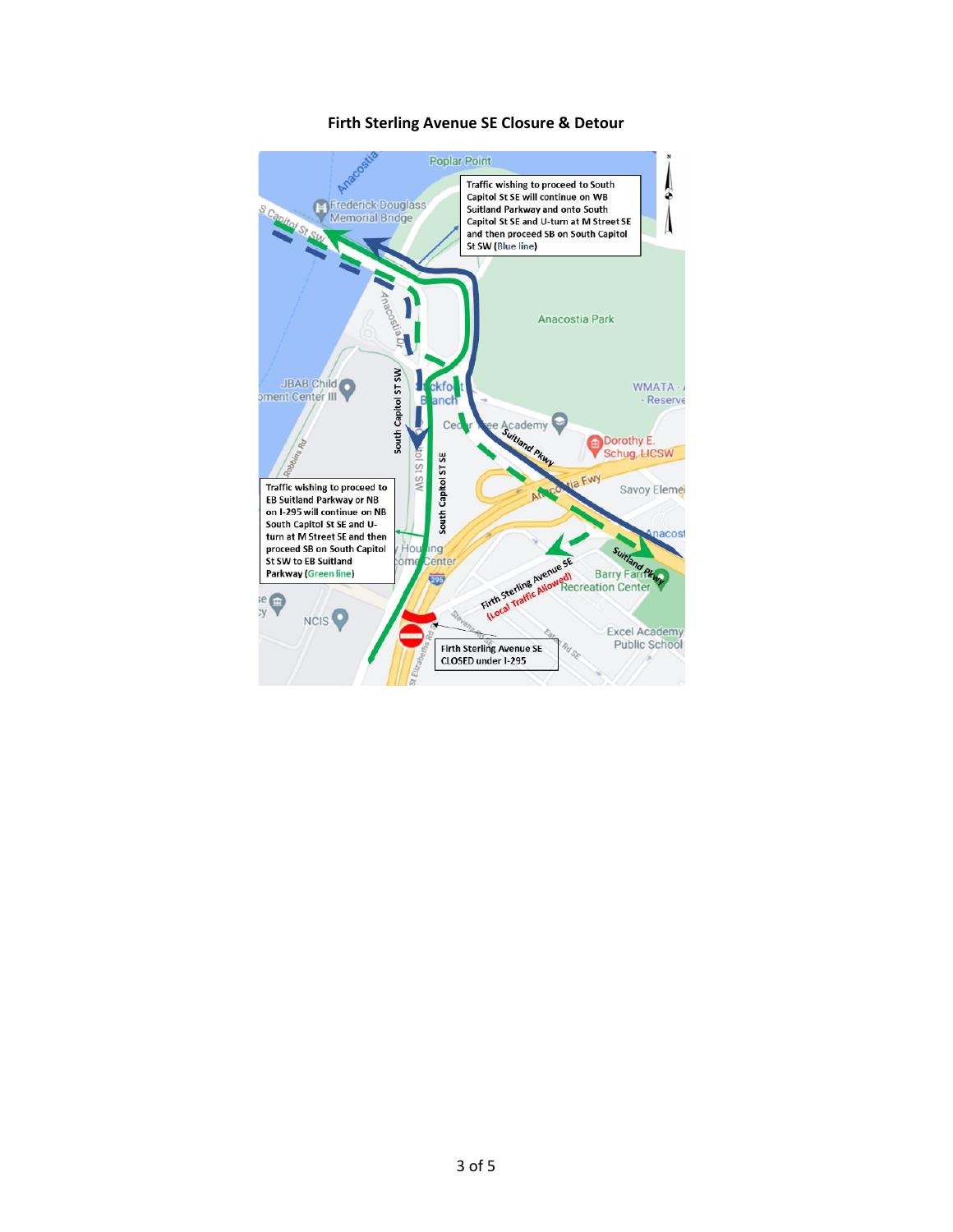# Firth Sterling Avenue SE Closure & Detour

Traffic wishing to proceed to South Capitol St SE will continue on WB Suitland Parkway and onto South Capitol St SE and U-turn at M Street SE and then proceed SB on South Capitol St SW (Blue line)

Traffic wishing to proceed to EB Suitland Parkway or NB on I-295 will continue on NB South Capitol St SE and U-turn at M Street SE and then proceed SB on South Capitol St SW to EB Suitland Parkway (Green line)

Firth Sterling Avenue SE CLOSED under I-295

Firth Sterling Avenue SE (Local Traffic Allowed)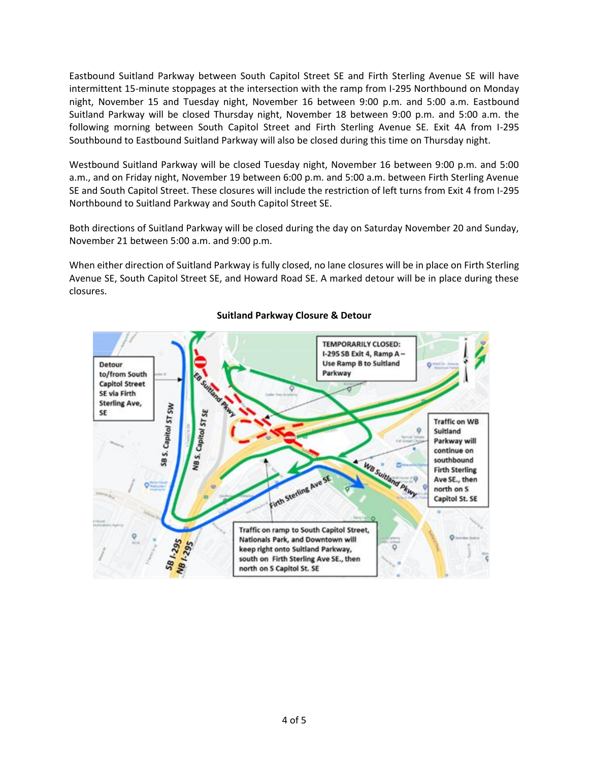Eastbound Suitland Parkway between South Capitol Street SE and Firth Sterling Avenue SE will have intermittent 15-minute stoppages at the intersection with the ramp from I-295 Northbound on Monday night, November 15 and Tuesday night, November 16 between 9:00 p.m. and 5:00 a.m. Eastbound Suitland Parkway will be closed Thursday night, November 18 between 9:00 p.m. and 5:00 a.m. the following morning between South Capitol Street and Firth Sterling Avenue SE. Exit 4A from I-295 Southbound to Eastbound Suitland Parkway will also be closed during this time on Thursday night.

Westbound Suitland Parkway will be closed Tuesday night, November 16 between 9:00 p.m. and 5:00 a.m., and on Friday night, November 19 between 6:00 p.m. and 5:00 a.m. between Firth Sterling Avenue SE and South Capitol Street. These closures will include the restriction of left turns from Exit 4 from I-295 Northbound to Suitland Parkway and South Capitol Street SE.

Both directions of Suitland Parkway will be closed during the day on Saturday November 20 and Sunday, November 21 between 5:00 a.m. and 9:00 p.m.

When either direction of Suitland Parkway is fully closed, no lane closures will be in place on Firth Sterling Avenue SE, South Capitol Street SE, and Howard Road SE. A marked detour will be in place during these closures.

**Suitland Parkway Closure & Detour**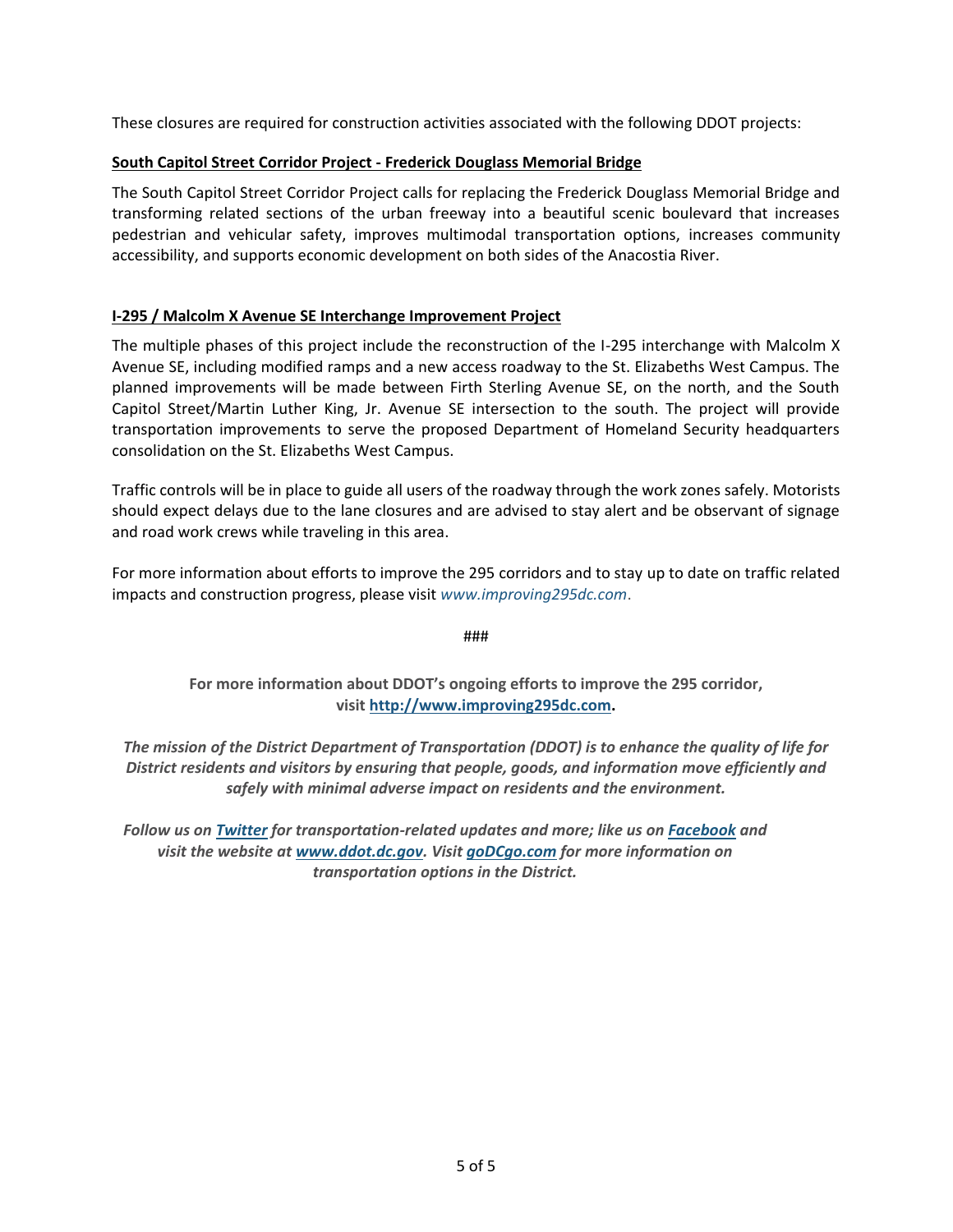These closures are required for construction activities associated with the following DDOT projects:

**South Capitol Street Corridor Project - Frederick Douglass Memorial Bridge**

The South Capitol Street Corridor Project calls for replacing the Frederick Douglass Memorial Bridge and transforming related sections of the urban freeway into a beautiful scenic boulevard that increases pedestrian and vehicular safety, improves multimodal transportation options, increases community accessibility, and supports economic development on both sides of the Anacostia River.

**I-295 / Malcolm X Avenue SE Interchange Improvement Project**

The multiple phases of this project include the reconstruction of the I-295 interchange with Malcolm X Avenue SE, including modified ramps and a new access roadway to the St. Elizabeths West Campus. The planned improvements will be made between Firth Sterling Avenue SE, on the north, and the South Capitol Street/Martin Luther King, Jr. Avenue SE intersection to the south. The project will provide transportation improvements to serve the proposed Department of Homeland Security headquarters consolidation on the St. Elizabeths West Campus.

Traffic controls will be in place to guide all users of the roadway through the work zones safely. Motorists should expect delays due to the lane closures and are advised to stay alert and be observant of signage and road work crews while traveling in this area.

For more information about efforts to improve the 295 corridors and to stay up to date on traffic related impacts and construction progress, please visit *www.improving295dc.com*.

###

**For more information about DDOT's ongoing efforts to improve the 295 corridor, visit [http://www.improving295dc.com](http://www.improving295dc.com).**

***The mission of the District Department of Transportation (DDOT) is to enhance the quality of life for District residents and visitors by ensuring that people, goods, and information move efficiently and safely with minimal adverse impact on residents and the environment.***

***Follow us on Twitter for transportation-related updates and more; like us on Facebook and visit the website at www.ddot.dc.gov. Visit goDCgo.com for more information on transportation options in the District.***